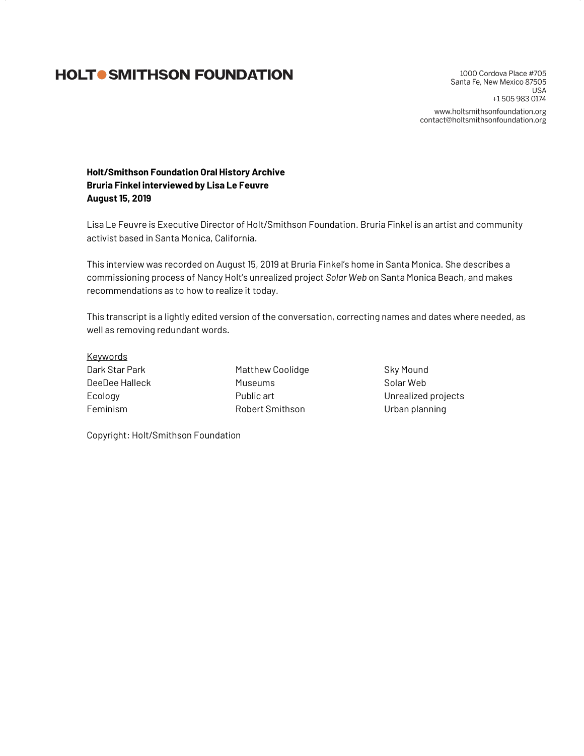# HOLT SMITHSON FOUNDATION

1000 Cordova Place #705
Santa Fe, New Mexico 87505
USA
+1 505 983 0174

www.holtsmithsonfoundation.org
contact@holtsmithsonfoundation.org

**Holt/Smithson Foundation Oral History Archive**
**Bruria Finkel interviewed by Lisa Le Feuvre**
**August 15, 2019**

Lisa Le Feuvre is Executive Director of Holt/Smithson Foundation. Bruria Finkel is an artist and community activist based in Santa Monica, California.

This interview was recorded on August 15, 2019 at Bruria Finkel's home in Santa Monica. She describes a commissioning process of Nancy Holt's unrealized project *Solar Web* on Santa Monica Beach, and makes recommendations as to how to realize it today.

This transcript is a lightly edited version of the conversation, correcting names and dates where needed, as well as removing redundant words.

Keywords

- Dark Star Park
- DeeDee Halleck
- Ecology
- Feminism
- Matthew Coolidge
- Museums
- Public art
- Robert Smithson
- Sky Mound
- Solar Web
- Unrealized projects
- Urban planning

Copyright: Holt/Smithson Foundation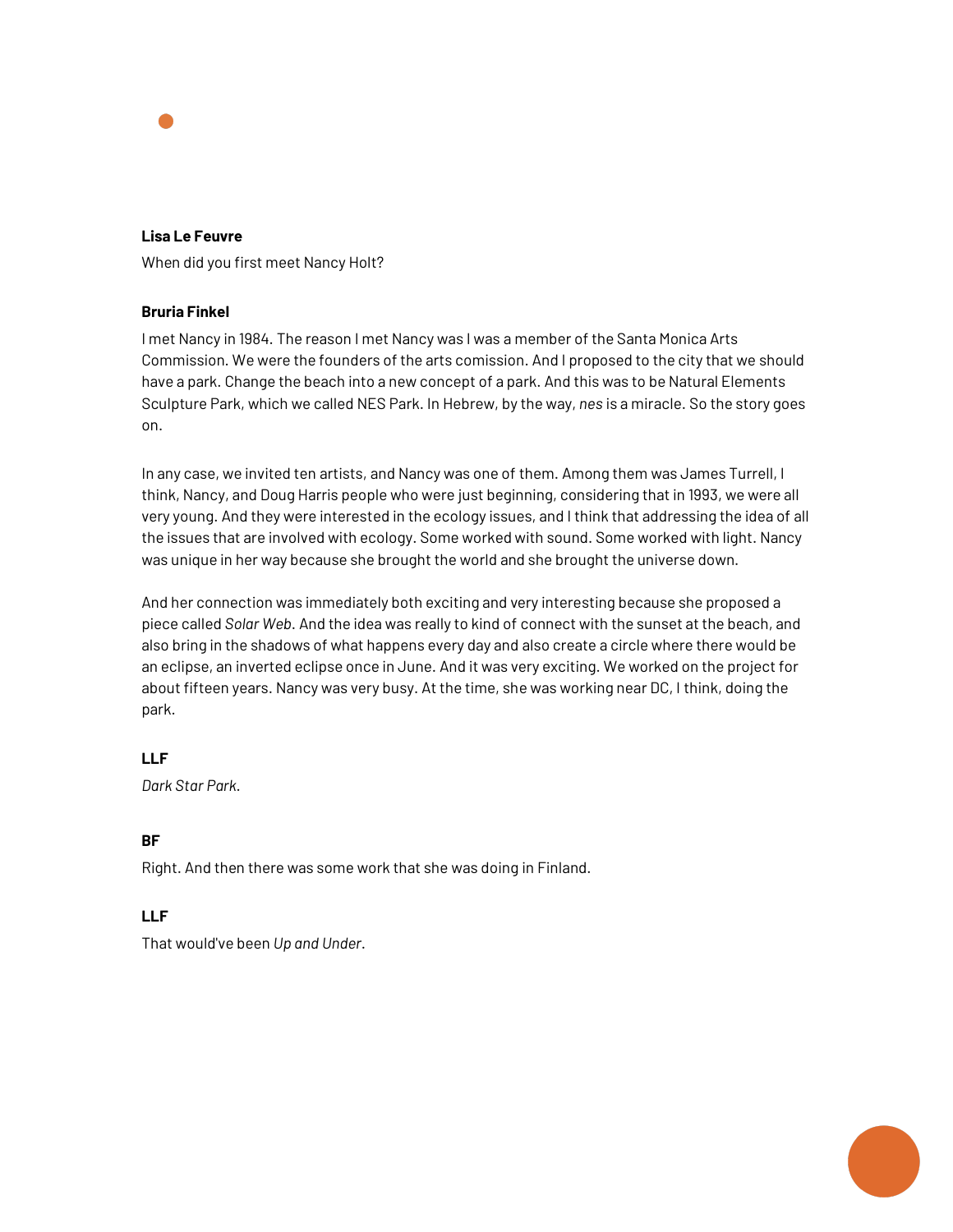**Lisa Le Feuvre**

When did you first meet Nancy Holt?

**Bruria Finkel**

I met Nancy in 1984. The reason I met Nancy was I was a member of the Santa Monica Arts Commission. We were the founders of the arts comission. And I proposed to the city that we should have a park. Change the beach into a new concept of a park. And this was to be Natural Elements Sculpture Park, which we called NES Park. In Hebrew, by the way, *nes* is a miracle. So the story goes on.

In any case, we invited ten artists, and Nancy was one of them. Among them was James Turrell, I think, Nancy, and Doug Harris people who were just beginning, considering that in 1993, we were all very young. And they were interested in the ecology issues, and I think that addressing the idea of all the issues that are involved with ecology. Some worked with sound. Some worked with light. Nancy was unique in her way because she brought the world and she brought the universe down.

And her connection was immediately both exciting and very interesting because she proposed a piece called *Solar Web*. And the idea was really to kind of connect with the sunset at the beach, and also bring in the shadows of what happens every day and also create a circle where there would be an eclipse, an inverted eclipse once in June. And it was very exciting. We worked on the project for about fifteen years. Nancy was very busy. At the time, she was working near DC, I think, doing the park.

**LLF**

*Dark Star Park.*

**BF**

Right. And then there was some work that she was doing in Finland.

**LLF**

That would've been *Up and Under*.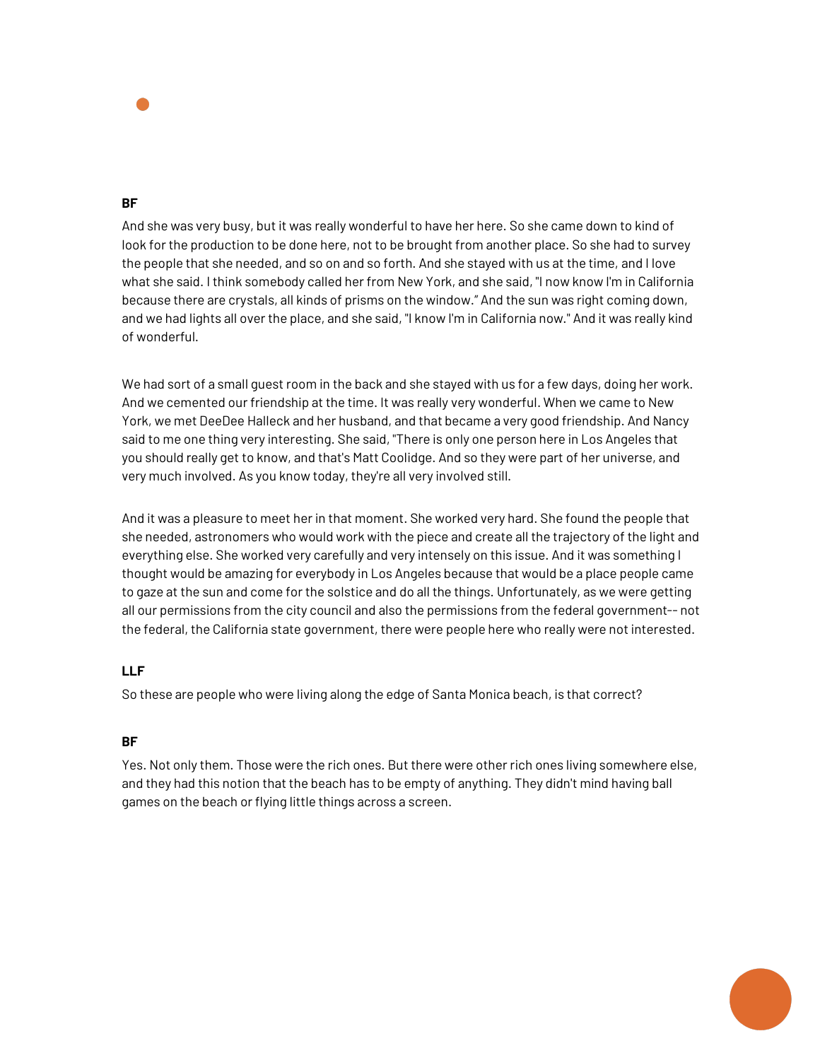**BF**

And she was very busy, but it was really wonderful to have her here. So she came down to kind of look for the production to be done here, not to be brought from another place. So she had to survey the people that she needed, and so on and so forth. And she stayed with us at the time, and I love what she said. I think somebody called her from New York, and she said, "I now know I'm in California because there are crystals, all kinds of prisms on the window." And the sun was right coming down, and we had lights all over the place, and she said, "I know I'm in California now." And it was really kind of wonderful.

We had sort of a small guest room in the back and she stayed with us for a few days, doing her work. And we cemented our friendship at the time. It was really very wonderful. When we came to New York, we met DeeDee Halleck and her husband, and that became a very good friendship. And Nancy said to me one thing very interesting. She said, "There is only one person here in Los Angeles that you should really get to know, and that's Matt Coolidge. And so they were part of her universe, and very much involved. As you know today, they're all very involved still.

And it was a pleasure to meet her in that moment. She worked very hard. She found the people that she needed, astronomers who would work with the piece and create all the trajectory of the light and everything else. She worked very carefully and very intensely on this issue. And it was something I thought would be amazing for everybody in Los Angeles because that would be a place people came to gaze at the sun and come for the solstice and do all the things. Unfortunately, as we were getting all our permissions from the city council and also the permissions from the federal government-- not the federal, the California state government, there were people here who really were not interested.

**LLF**

So these are people who were living along the edge of Santa Monica beach, is that correct?

**BF**

Yes. Not only them. Those were the rich ones. But there were other rich ones living somewhere else, and they had this notion that the beach has to be empty of anything. They didn't mind having ball games on the beach or flying little things across a screen.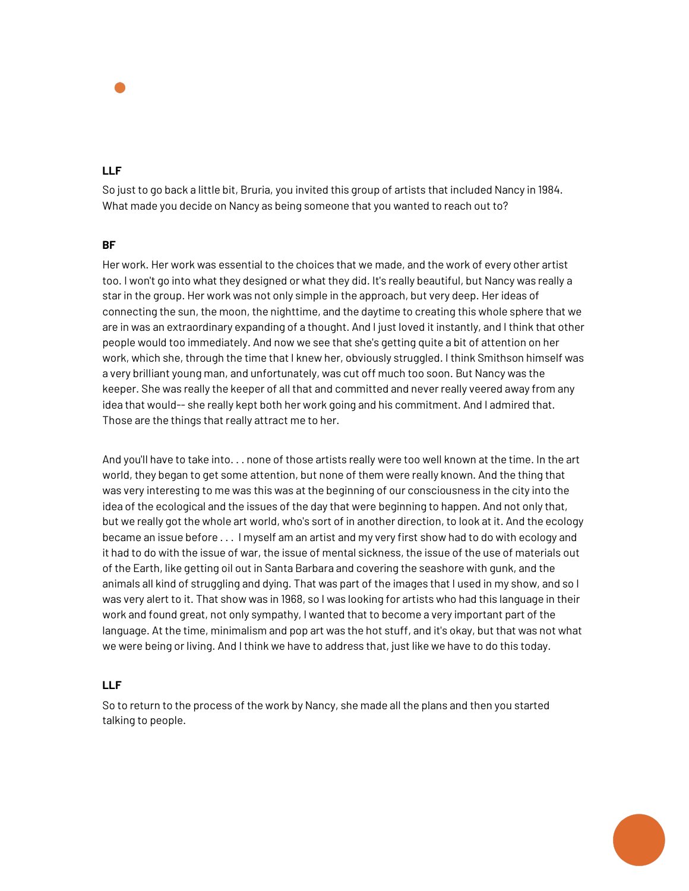**LLF**

So just to go back a little bit, Bruria, you invited this group of artists that included Nancy in 1984. What made you decide on Nancy as being someone that you wanted to reach out to?

**BF**

Her work. Her work was essential to the choices that we made, and the work of every other artist too. I won't go into what they designed or what they did. It's really beautiful, but Nancy was really a star in the group. Her work was not only simple in the approach, but very deep. Her ideas of connecting the sun, the moon, the nighttime, and the daytime to creating this whole sphere that we are in was an extraordinary expanding of a thought. And I just loved it instantly, and I think that other people would too immediately. And now we see that she's getting quite a bit of attention on her work, which she, through the time that I knew her, obviously struggled. I think Smithson himself was a very brilliant young man, and unfortunately, was cut off much too soon. But Nancy was the keeper. She was really the keeper of all that and committed and never really veered away from any idea that would-- she really kept both her work going and his commitment. And I admired that. Those are the things that really attract me to her.

And you'll have to take into. . . none of those artists really were too well known at the time. In the art world, they began to get some attention, but none of them were really known. And the thing that was very interesting to me was this was at the beginning of our consciousness in the city into the idea of the ecological and the issues of the day that were beginning to happen. And not only that, but we really got the whole art world, who's sort of in another direction, to look at it. And the ecology became an issue before . . . I myself am an artist and my very first show had to do with ecology and it had to do with the issue of war, the issue of mental sickness, the issue of the use of materials out of the Earth, like getting oil out in Santa Barbara and covering the seashore with gunk, and the animals all kind of struggling and dying. That was part of the images that I used in my show, and so I was very alert to it. That show was in 1968, so I was looking for artists who had this language in their work and found great, not only sympathy, I wanted that to become a very important part of the language. At the time, minimalism and pop art was the hot stuff, and it's okay, but that was not what we were being or living. And I think we have to address that, just like we have to do this today.

**LLF**

So to return to the process of the work by Nancy, she made all the plans and then you started talking to people.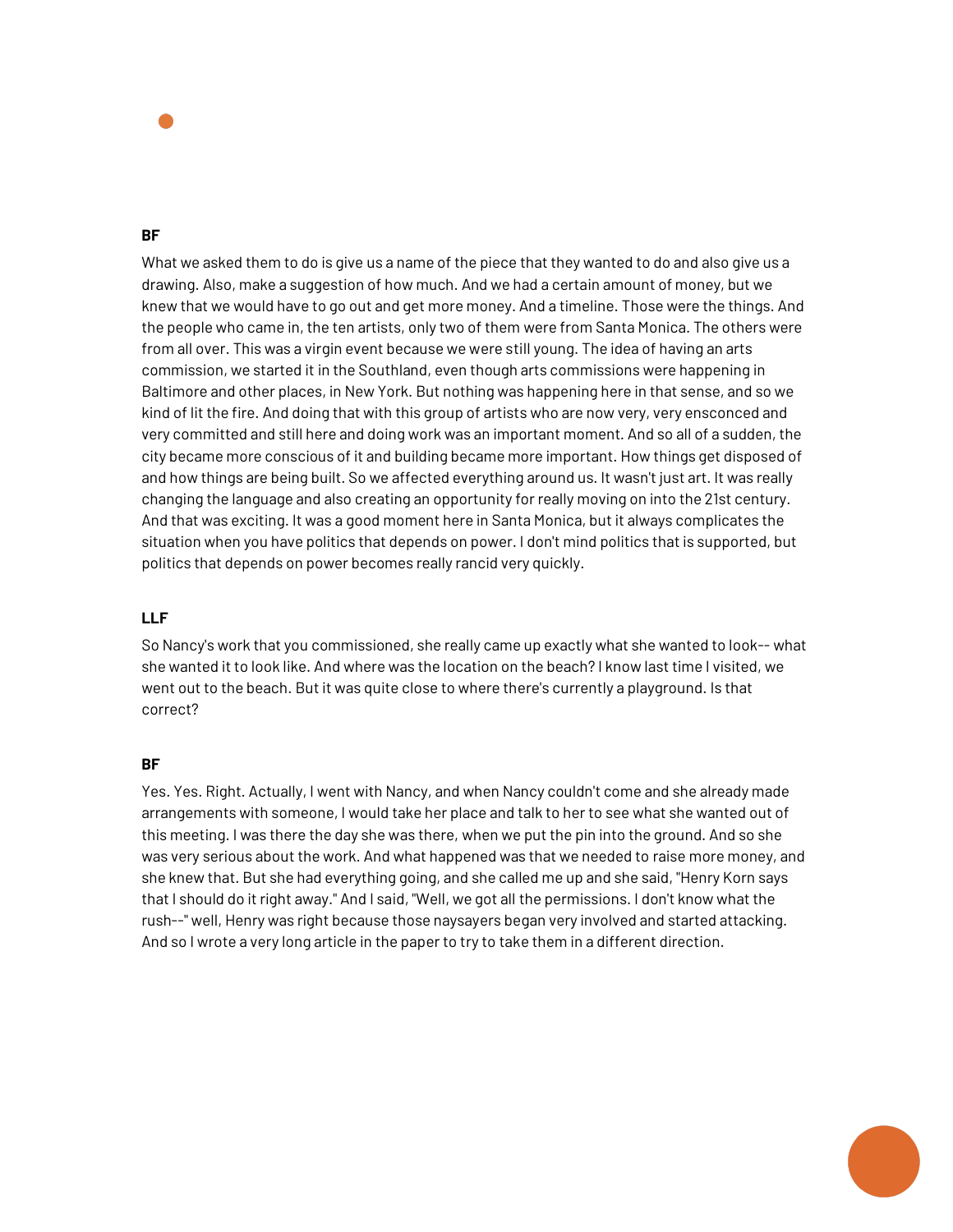**BF**

What we asked them to do is give us a name of the piece that they wanted to do and also give us a drawing. Also, make a suggestion of how much. And we had a certain amount of money, but we knew that we would have to go out and get more money. And a timeline. Those were the things. And the people who came in, the ten artists, only two of them were from Santa Monica. The others were from all over. This was a virgin event because we were still young. The idea of having an arts commission, we started it in the Southland, even though arts commissions were happening in Baltimore and other places, in New York. But nothing was happening here in that sense, and so we kind of lit the fire. And doing that with this group of artists who are now very, very ensconced and very committed and still here and doing work was an important moment. And so all of a sudden, the city became more conscious of it and building became more important. How things get disposed of and how things are being built. So we affected everything around us. It wasn't just art. It was really changing the language and also creating an opportunity for really moving on into the 21st century. And that was exciting. It was a good moment here in Santa Monica, but it always complicates the situation when you have politics that depends on power. I don't mind politics that is supported, but politics that depends on power becomes really rancid very quickly.

**LLF**

So Nancy's work that you commissioned, she really came up exactly what she wanted to look-- what she wanted it to look like. And where was the location on the beach? I know last time I visited, we went out to the beach. But it was quite close to where there's currently a playground. Is that correct?

**BF**

Yes. Yes. Right. Actually, I went with Nancy, and when Nancy couldn't come and she already made arrangements with someone, I would take her place and talk to her to see what she wanted out of this meeting. I was there the day she was there, when we put the pin into the ground. And so she was very serious about the work. And what happened was that we needed to raise more money, and she knew that. But she had everything going, and she called me up and she said, "Henry Korn says that I should do it right away." And I said, "Well, we got all the permissions. I don't know what the rush--" well, Henry was right because those naysayers began very involved and started attacking. And so I wrote a very long article in the paper to try to take them in a different direction.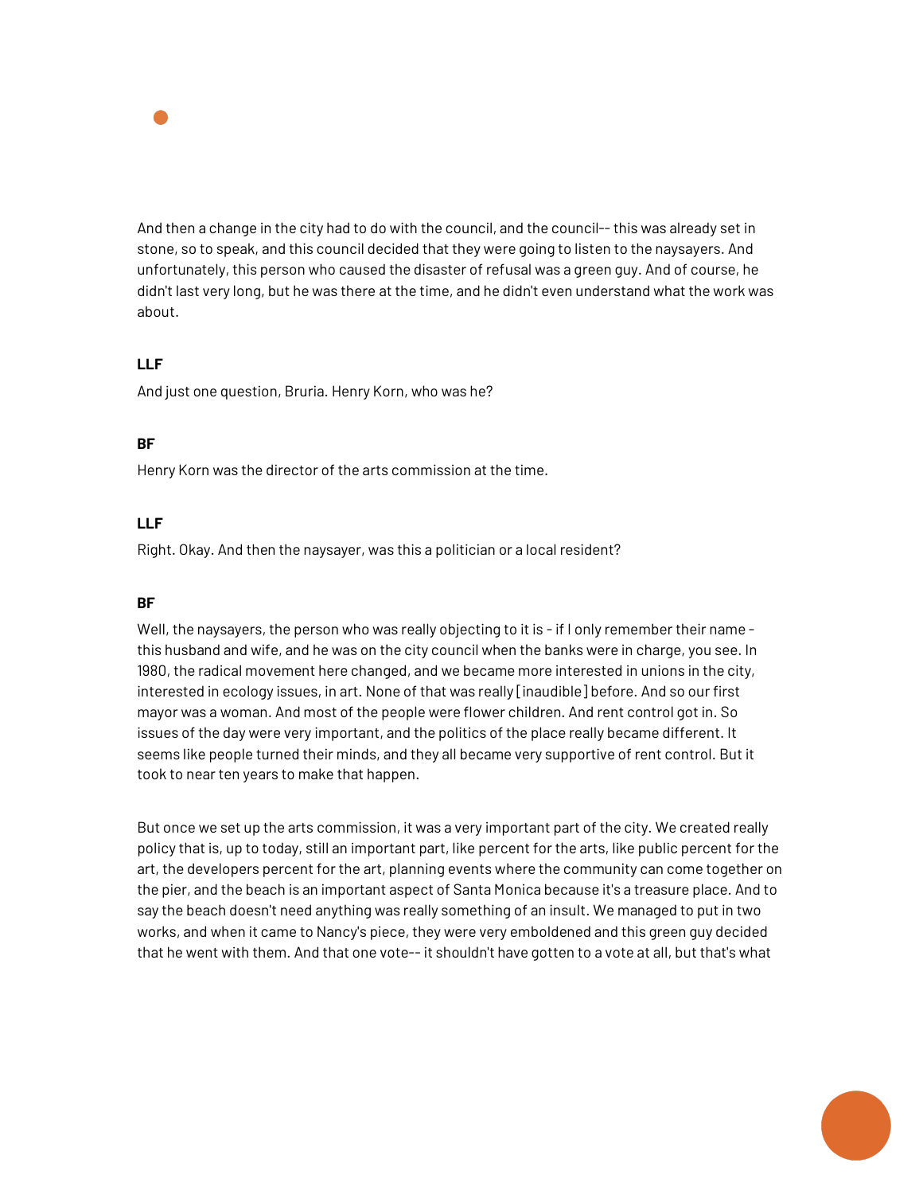And then a change in the city had to do with the council, and the council-- this was already set in stone, so to speak, and this council decided that they were going to listen to the naysayers. And unfortunately, this person who caused the disaster of refusal was a green guy. And of course, he didn't last very long, but he was there at the time, and he didn't even understand what the work was about.

**LLF**

And just one question, Bruria. Henry Korn, who was he?

**BF**

Henry Korn was the director of the arts commission at the time.

**LLF**

Right. Okay. And then the naysayer, was this a politician or a local resident?

**BF**

Well, the naysayers, the person who was really objecting to it is - if I only remember their name - this husband and wife, and he was on the city council when the banks were in charge, you see. In 1980, the radical movement here changed, and we became more interested in unions in the city, interested in ecology issues, in art. None of that was really [inaudible] before. And so our first mayor was a woman. And most of the people were flower children. And rent control got in. So issues of the day were very important, and the politics of the place really became different. It seems like people turned their minds, and they all became very supportive of rent control. But it took to near ten years to make that happen.

But once we set up the arts commission, it was a very important part of the city. We created really policy that is, up to today, still an important part, like percent for the arts, like public percent for the art, the developers percent for the art, planning events where the community can come together on the pier, and the beach is an important aspect of Santa Monica because it's a treasure place. And to say the beach doesn't need anything was really something of an insult. We managed to put in two works, and when it came to Nancy's piece, they were very emboldened and this green guy decided that he went with them. And that one vote-- it shouldn't have gotten to a vote at all, but that's what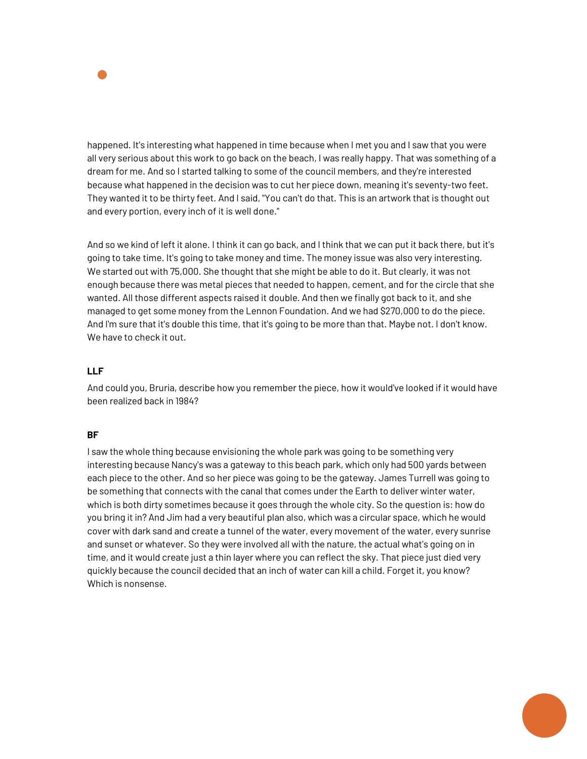happened. It's interesting what happened in time because when I met you and I saw that you were all very serious about this work to go back on the beach, I was really happy. That was something of a dream for me. And so I started talking to some of the council members, and they're interested because what happened in the decision was to cut her piece down, meaning it's seventy-two feet. They wanted it to be thirty feet. And I said, "You can't do that. This is an artwork that is thought out and every portion, every inch of it is well done."

And so we kind of left it alone. I think it can go back, and I think that we can put it back there, but it's going to take time. It's going to take money and time. The money issue was also very interesting. We started out with 75,000. She thought that she might be able to do it. But clearly, it was not enough because there was metal pieces that needed to happen, cement, and for the circle that she wanted. All those different aspects raised it double. And then we finally got back to it, and she managed to get some money from the Lennon Foundation. And we had $270,000 to do the piece. And I'm sure that it's double this time, that it's going to be more than that. Maybe not. I don't know. We have to check it out.

**LLF**

And could you, Bruria, describe how you remember the piece, how it would've looked if it would have been realized back in 1984?

**BF**

I saw the whole thing because envisioning the whole park was going to be something very interesting because Nancy's was a gateway to this beach park, which only had 500 yards between each piece to the other. And so her piece was going to be the gateway. James Turrell was going to be something that connects with the canal that comes under the Earth to deliver winter water, which is both dirty sometimes because it goes through the whole city. So the question is: how do you bring it in? And Jim had a very beautiful plan also, which was a circular space, which he would cover with dark sand and create a tunnel of the water, every movement of the water, every sunrise and sunset or whatever. So they were involved all with the nature, the actual what's going on in time, and it would create just a thin layer where you can reflect the sky. That piece just died very quickly because the council decided that an inch of water can kill a child. Forget it, you know? Which is nonsense.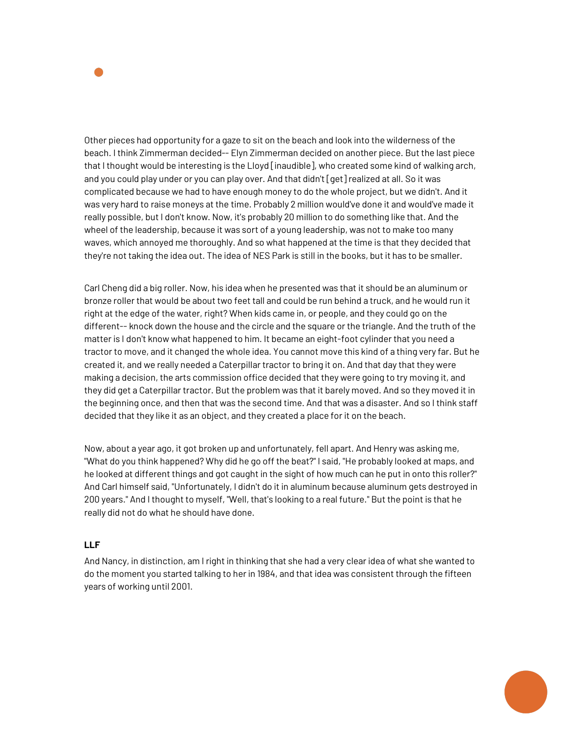Other pieces had opportunity for a gaze to sit on the beach and look into the wilderness of the beach. I think Zimmerman decided-- Elyn Zimmerman decided on another piece. But the last piece that I thought would be interesting is the Lloyd [inaudible], who created some kind of walking arch, and you could play under or you can play over. And that didn't [get] realized at all. So it was complicated because we had to have enough money to do the whole project, but we didn't. And it was very hard to raise moneys at the time. Probably 2 million would've done it and would've made it really possible, but I don't know. Now, it's probably 20 million to do something like that. And the wheel of the leadership, because it was sort of a young leadership, was not to make too many waves, which annoyed me thoroughly. And so what happened at the time is that they decided that they're not taking the idea out. The idea of NES Park is still in the books, but it has to be smaller.

Carl Cheng did a big roller. Now, his idea when he presented was that it should be an aluminum or bronze roller that would be about two feet tall and could be run behind a truck, and he would run it right at the edge of the water, right? When kids came in, or people, and they could go on the different-- knock down the house and the circle and the square or the triangle. And the truth of the matter is I don't know what happened to him. It became an eight-foot cylinder that you need a tractor to move, and it changed the whole idea. You cannot move this kind of a thing very far. But he created it, and we really needed a Caterpillar tractor to bring it on. And that day that they were making a decision, the arts commission office decided that they were going to try moving it, and they did get a Caterpillar tractor. But the problem was that it barely moved. And so they moved it in the beginning once, and then that was the second time. And that was a disaster. And so I think staff decided that they like it as an object, and they created a place for it on the beach.

Now, about a year ago, it got broken up and unfortunately, fell apart. And Henry was asking me, "What do you think happened? Why did he go off the beat?" I said, "He probably looked at maps, and he looked at different things and got caught in the sight of how much can he put in onto this roller?" And Carl himself said, "Unfortunately, I didn't do it in aluminum because aluminum gets destroyed in 200 years." And I thought to myself, "Well, that's looking to a real future." But the point is that he really did not do what he should have done.

**LLF**

And Nancy, in distinction, am I right in thinking that she had a very clear idea of what she wanted to do the moment you started talking to her in 1984, and that idea was consistent through the fifteen years of working until 2001.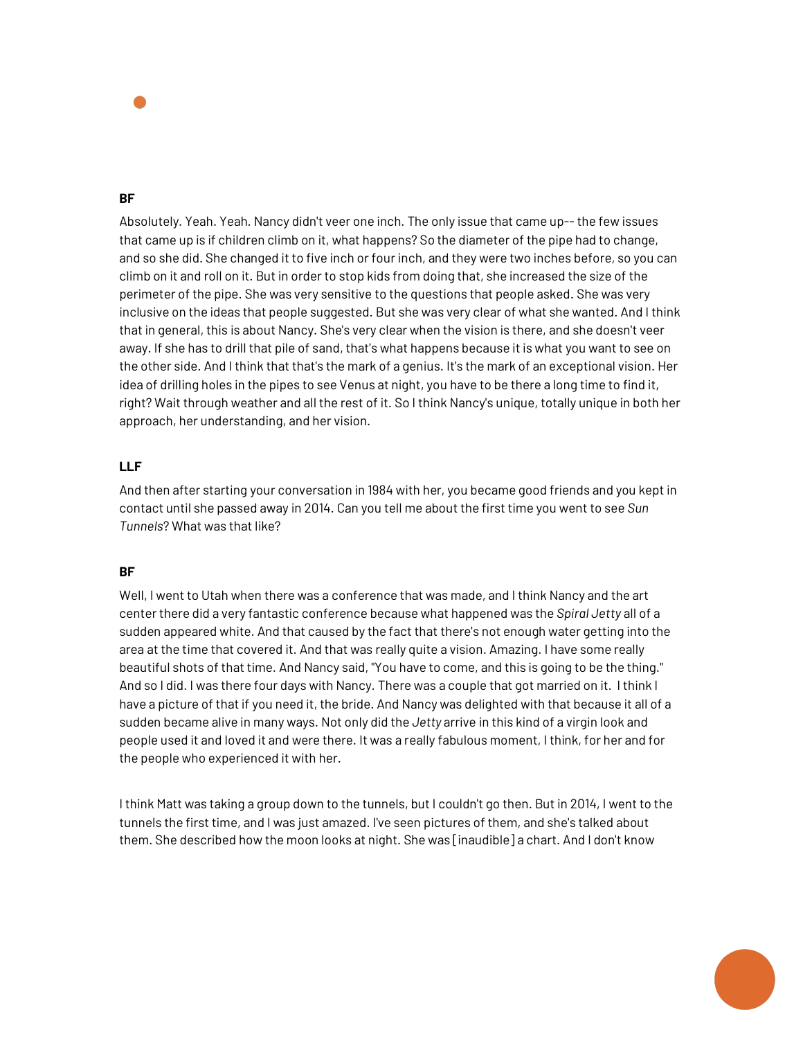**BF**

Absolutely. Yeah. Yeah. Nancy didn't veer one inch. The only issue that came up-- the few issues that came up is if children climb on it, what happens? So the diameter of the pipe had to change, and so she did. She changed it to five inch or four inch, and they were two inches before, so you can climb on it and roll on it. But in order to stop kids from doing that, she increased the size of the perimeter of the pipe. She was very sensitive to the questions that people asked. She was very inclusive on the ideas that people suggested. But she was very clear of what she wanted. And I think that in general, this is about Nancy. She's very clear when the vision is there, and she doesn't veer away. If she has to drill that pile of sand, that's what happens because it is what you want to see on the other side. And I think that that's the mark of a genius. It's the mark of an exceptional vision. Her idea of drilling holes in the pipes to see Venus at night, you have to be there a long time to find it, right? Wait through weather and all the rest of it. So I think Nancy's unique, totally unique in both her approach, her understanding, and her vision.

**LLF**

And then after starting your conversation in 1984 with her, you became good friends and you kept in contact until she passed away in 2014. Can you tell me about the first time you went to see *Sun Tunnels*? What was that like?

**BF**

Well, I went to Utah when there was a conference that was made, and I think Nancy and the art center there did a very fantastic conference because what happened was the *Spiral Jetty* all of a sudden appeared white. And that caused by the fact that there's not enough water getting into the area at the time that covered it. And that was really quite a vision. Amazing. I have some really beautiful shots of that time. And Nancy said, "You have to come, and this is going to be the thing." And so I did. I was there four days with Nancy. There was a couple that got married on it. I think I have a picture of that if you need it, the bride. And Nancy was delighted with that because it all of a sudden became alive in many ways. Not only did the *Jetty* arrive in this kind of a virgin look and people used it and loved it and were there. It was a really fabulous moment, I think, for her and for the people who experienced it with her.

I think Matt was taking a group down to the tunnels, but I couldn't go then. But in 2014, I went to the tunnels the first time, and I was just amazed. I've seen pictures of them, and she's talked about them. She described how the moon looks at night. She was [inaudible] a chart. And I don't know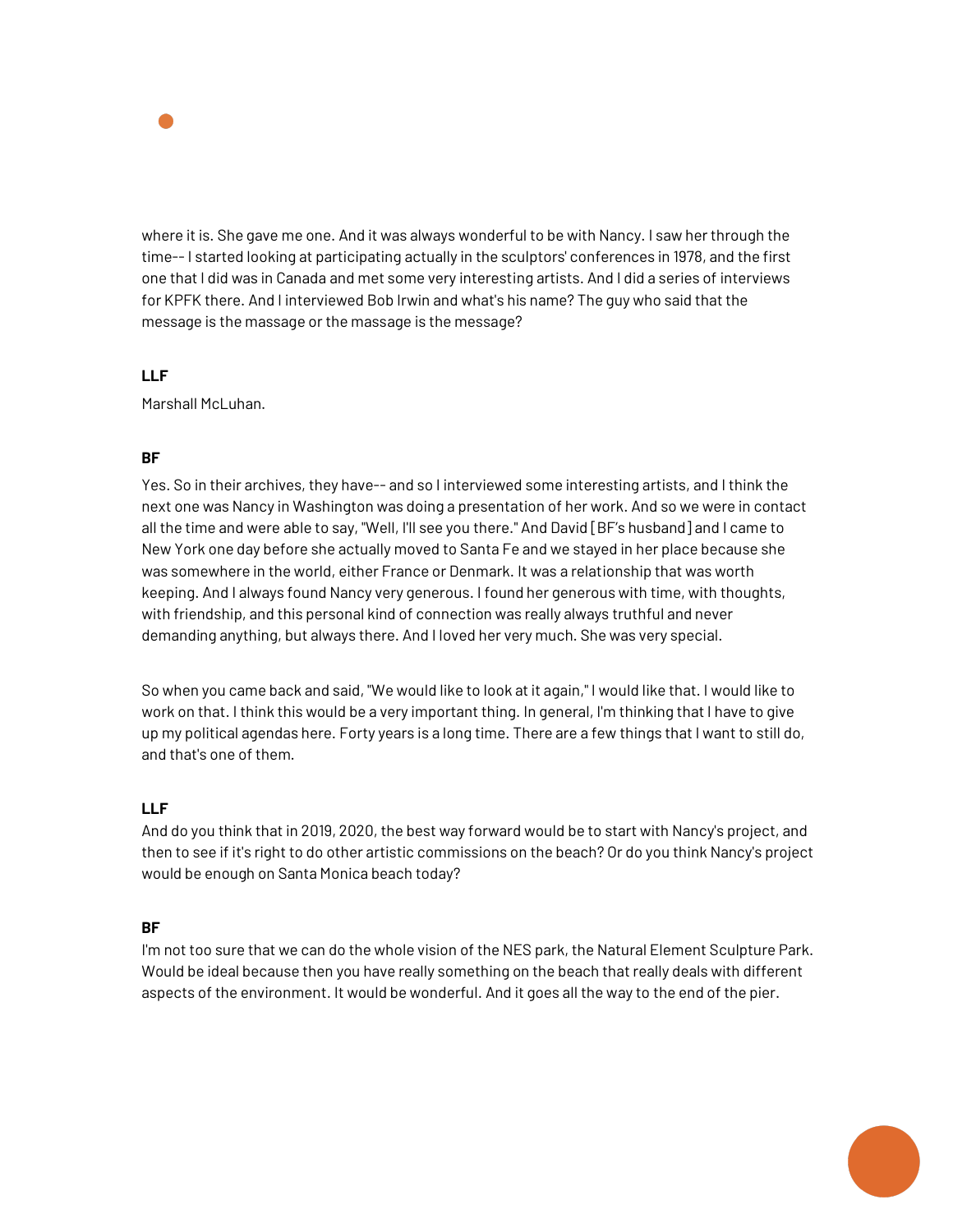where it is. She gave me one. And it was always wonderful to be with Nancy. I saw her through the time-- I started looking at participating actually in the sculptors' conferences in 1978, and the first one that I did was in Canada and met some very interesting artists. And I did a series of interviews for KPFK there. And I interviewed Bob Irwin and what's his name? The guy who said that the message is the massage or the massage is the message?

**LLF**

Marshall McLuhan.

**BF**

Yes. So in their archives, they have-- and so I interviewed some interesting artists, and I think the next one was Nancy in Washington was doing a presentation of her work. And so we were in contact all the time and were able to say, "Well, I'll see you there." And David [BF's husband] and I came to New York one day before she actually moved to Santa Fe and we stayed in her place because she was somewhere in the world, either France or Denmark. It was a relationship that was worth keeping. And I always found Nancy very generous. I found her generous with time, with thoughts, with friendship, and this personal kind of connection was really always truthful and never demanding anything, but always there. And I loved her very much. She was very special.

So when you came back and said, "We would like to look at it again," I would like that. I would like to work on that. I think this would be a very important thing. In general, I'm thinking that I have to give up my political agendas here. Forty years is a long time. There are a few things that I want to still do, and that's one of them.

**LLF**

And do you think that in 2019, 2020, the best way forward would be to start with Nancy's project, and then to see if it's right to do other artistic commissions on the beach? Or do you think Nancy's project would be enough on Santa Monica beach today?

**BF**

I'm not too sure that we can do the whole vision of the NES park, the Natural Element Sculpture Park. Would be ideal because then you have really something on the beach that really deals with different aspects of the environment. It would be wonderful. And it goes all the way to the end of the pier.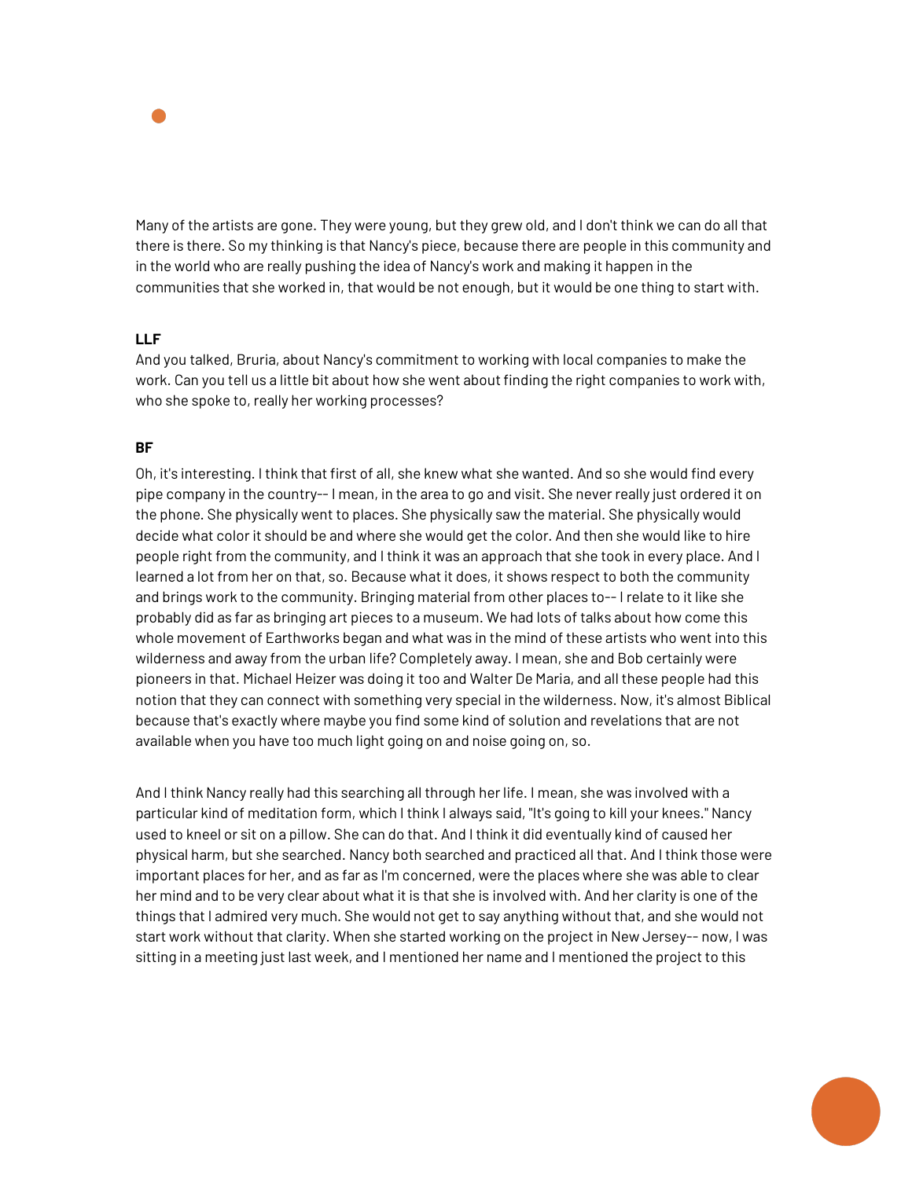Many of the artists are gone. They were young, but they grew old, and I don't think we can do all that there is there. So my thinking is that Nancy's piece, because there are people in this community and in the world who are really pushing the idea of Nancy's work and making it happen in the communities that she worked in, that would be not enough, but it would be one thing to start with.

**LLF**

And you talked, Bruria, about Nancy's commitment to working with local companies to make the work. Can you tell us a little bit about how she went about finding the right companies to work with, who she spoke to, really her working processes?

**BF**

Oh, it's interesting. I think that first of all, she knew what she wanted. And so she would find every pipe company in the country-- I mean, in the area to go and visit. She never really just ordered it on the phone. She physically went to places. She physically saw the material. She physically would decide what color it should be and where she would get the color. And then she would like to hire people right from the community, and I think it was an approach that she took in every place. And I learned a lot from her on that, so. Because what it does, it shows respect to both the community and brings work to the community. Bringing material from other places to-- I relate to it like she probably did as far as bringing art pieces to a museum. We had lots of talks about how come this whole movement of Earthworks began and what was in the mind of these artists who went into this wilderness and away from the urban life? Completely away. I mean, she and Bob certainly were pioneers in that. Michael Heizer was doing it too and Walter De Maria, and all these people had this notion that they can connect with something very special in the wilderness. Now, it's almost Biblical because that's exactly where maybe you find some kind of solution and revelations that are not available when you have too much light going on and noise going on, so.

And I think Nancy really had this searching all through her life. I mean, she was involved with a particular kind of meditation form, which I think I always said, "It's going to kill your knees." Nancy used to kneel or sit on a pillow. She can do that. And I think it did eventually kind of caused her physical harm, but she searched. Nancy both searched and practiced all that. And I think those were important places for her, and as far as I'm concerned, were the places where she was able to clear her mind and to be very clear about what it is that she is involved with. And her clarity is one of the things that I admired very much. She would not get to say anything without that, and she would not start work without that clarity. When she started working on the project in New Jersey-- now, I was sitting in a meeting just last week, and I mentioned her name and I mentioned the project to this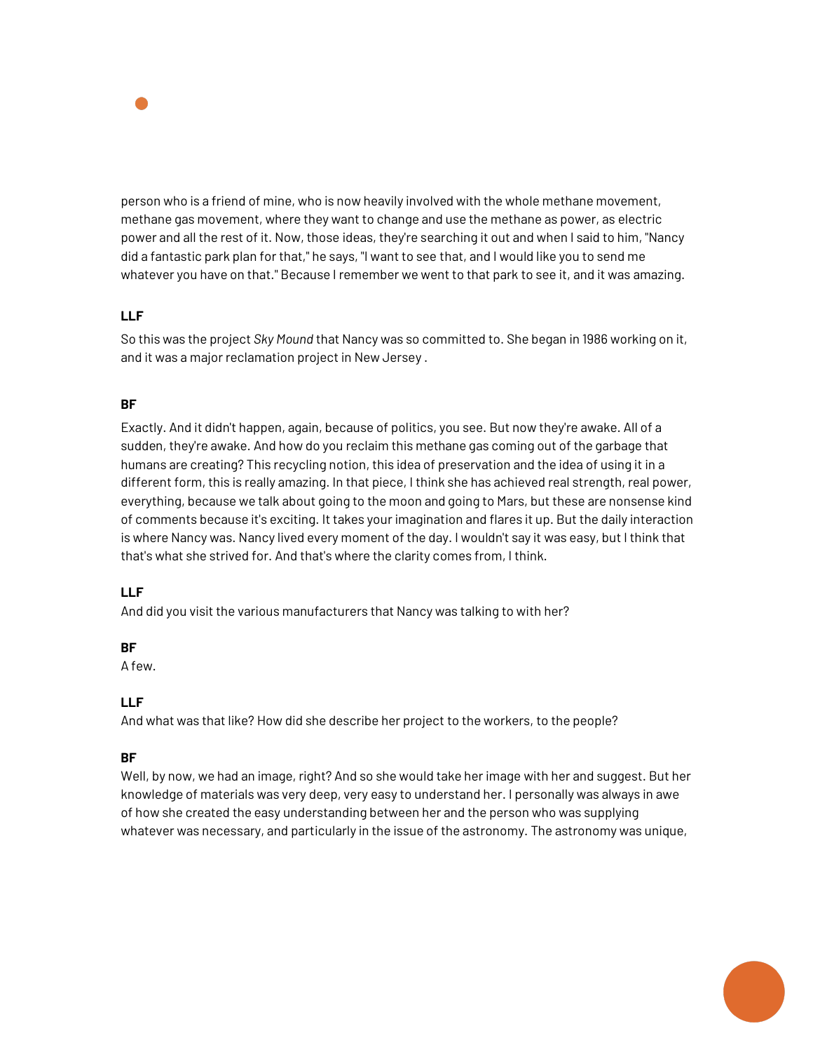person who is a friend of mine, who is now heavily involved with the whole methane movement, methane gas movement, where they want to change and use the methane as power, as electric power and all the rest of it. Now, those ideas, they're searching it out and when I said to him, "Nancy did a fantastic park plan for that," he says, "I want to see that, and I would like you to send me whatever you have on that." Because I remember we went to that park to see it, and it was amazing.

**LLF**

So this was the project *Sky Mound* that Nancy was so committed to. She began in 1986 working on it, and it was a major reclamation project in New Jersey .

**BF**

Exactly. And it didn't happen, again, because of politics, you see. But now they're awake. All of a sudden, they're awake. And how do you reclaim this methane gas coming out of the garbage that humans are creating? This recycling notion, this idea of preservation and the idea of using it in a different form, this is really amazing. In that piece, I think she has achieved real strength, real power, everything, because we talk about going to the moon and going to Mars, but these are nonsense kind of comments because it's exciting. It takes your imagination and flares it up. But the daily interaction is where Nancy was. Nancy lived every moment of the day. I wouldn't say it was easy, but I think that that's what she strived for. And that's where the clarity comes from, I think.

**LLF**

And did you visit the various manufacturers that Nancy was talking to with her?

**BF**

A few.

**LLF**

And what was that like? How did she describe her project to the workers, to the people?

**BF**

Well, by now, we had an image, right? And so she would take her image with her and suggest. But her knowledge of materials was very deep, very easy to understand her. I personally was always in awe of how she created the easy understanding between her and the person who was supplying whatever was necessary, and particularly in the issue of the astronomy. The astronomy was unique,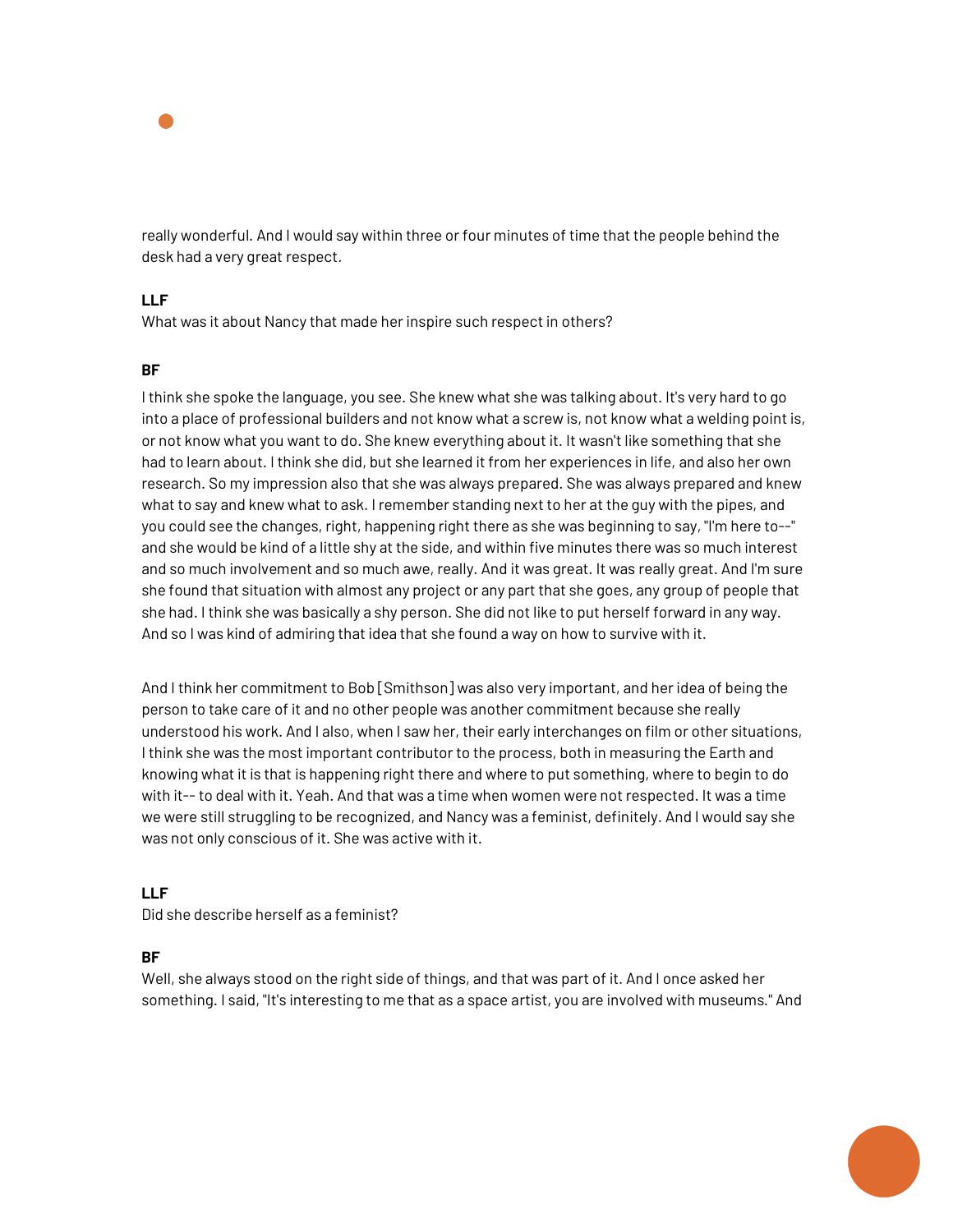really wonderful. And I would say within three or four minutes of time that the people behind the desk had a very great respect.

**LLF**
What was it about Nancy that made her inspire such respect in others?

**BF**
I think she spoke the language, you see. She knew what she was talking about. It's very hard to go into a place of professional builders and not know what a screw is, not know what a welding point is, or not know what you want to do. She knew everything about it. It wasn't like something that she had to learn about. I think she did, but she learned it from her experiences in life, and also her own research. So my impression also that she was always prepared. She was always prepared and knew what to say and knew what to ask. I remember standing next to her at the guy with the pipes, and you could see the changes, right, happening right there as she was beginning to say, "I'm here to--" and she would be kind of a little shy at the side, and within five minutes there was so much interest and so much involvement and so much awe, really. And it was great. It was really great. And I'm sure she found that situation with almost any project or any part that she goes, any group of people that she had. I think she was basically a shy person. She did not like to put herself forward in any way. And so I was kind of admiring that idea that she found a way on how to survive with it.

And I think her commitment to Bob [Smithson] was also very important, and her idea of being the person to take care of it and no other people was another commitment because she really understood his work. And I also, when I saw her, their early interchanges on film or other situations, I think she was the most important contributor to the process, both in measuring the Earth and knowing what it is that is happening right there and where to put something, where to begin to do with it-- to deal with it. Yeah. And that was a time when women were not respected. It was a time we were still struggling to be recognized, and Nancy was a feminist, definitely. And I would say she was not only conscious of it. She was active with it.

**LLF**
Did she describe herself as a feminist?

**BF**
Well, she always stood on the right side of things, and that was part of it. And I once asked her something. I said, "It's interesting to me that as a space artist, you are involved with museums." And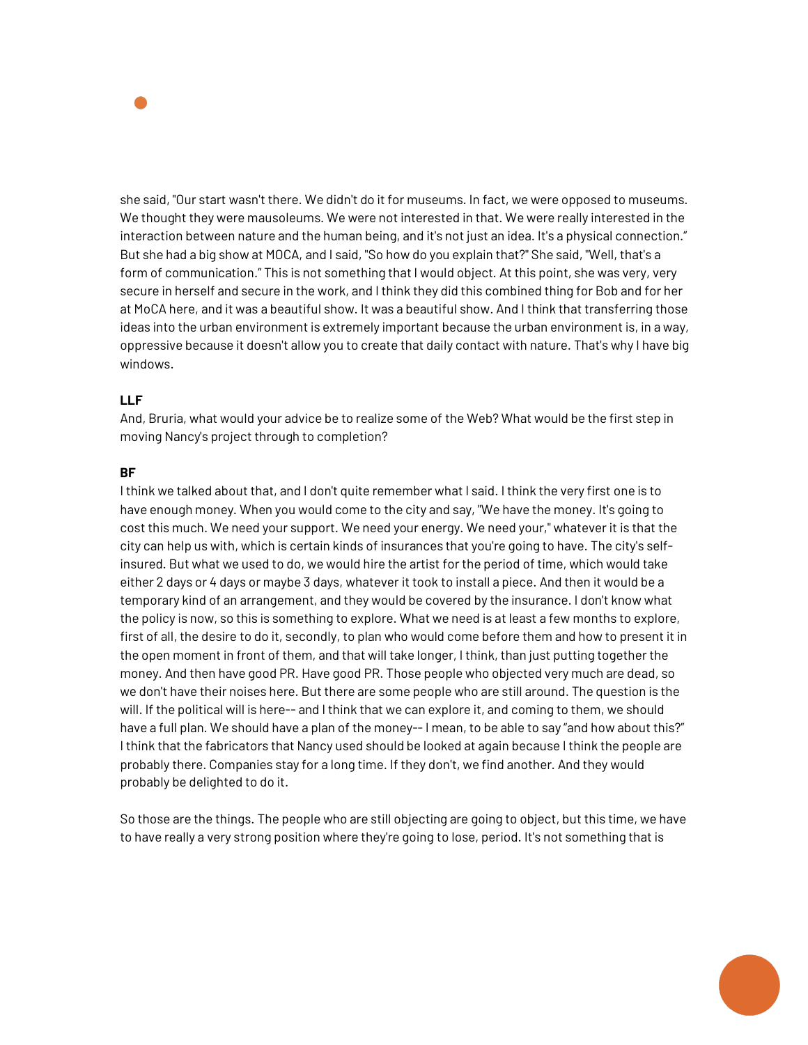she said, "Our start wasn't there. We didn't do it for museums. In fact, we were opposed to museums. We thought they were mausoleums. We were not interested in that. We were really interested in the interaction between nature and the human being, and it's not just an idea. It's a physical connection." But she had a big show at MOCA, and I said, "So how do you explain that?" She said, "Well, that's a form of communication." This is not something that I would object. At this point, she was very, very secure in herself and secure in the work, and I think they did this combined thing for Bob and for her at MoCA here, and it was a beautiful show. It was a beautiful show. And I think that transferring those ideas into the urban environment is extremely important because the urban environment is, in a way, oppressive because it doesn't allow you to create that daily contact with nature. That's why I have big windows.

**LLF**

And, Bruria, what would your advice be to realize some of the Web? What would be the first step in moving Nancy's project through to completion?

**BF**

I think we talked about that, and I don't quite remember what I said. I think the very first one is to have enough money. When you would come to the city and say, "We have the money. It's going to cost this much. We need your support. We need your energy. We need your," whatever it is that the city can help us with, which is certain kinds of insurances that you're going to have. The city's self-insured. But what we used to do, we would hire the artist for the period of time, which would take either 2 days or 4 days or maybe 3 days, whatever it took to install a piece. And then it would be a temporary kind of an arrangement, and they would be covered by the insurance. I don't know what the policy is now, so this is something to explore. What we need is at least a few months to explore, first of all, the desire to do it, secondly, to plan who would come before them and how to present it in the open moment in front of them, and that will take longer, I think, than just putting together the money. And then have good PR. Have good PR. Those people who objected very much are dead, so we don't have their noises here. But there are some people who are still around. The question is the will. If the political will is here-- and I think that we can explore it, and coming to them, we should have a full plan. We should have a plan of the money-- I mean, to be able to say "and how about this?" I think that the fabricators that Nancy used should be looked at again because I think the people are probably there. Companies stay for a long time. If they don't, we find another. And they would probably be delighted to do it.

So those are the things. The people who are still objecting are going to object, but this time, we have to have really a very strong position where they're going to lose, period. It's not something that is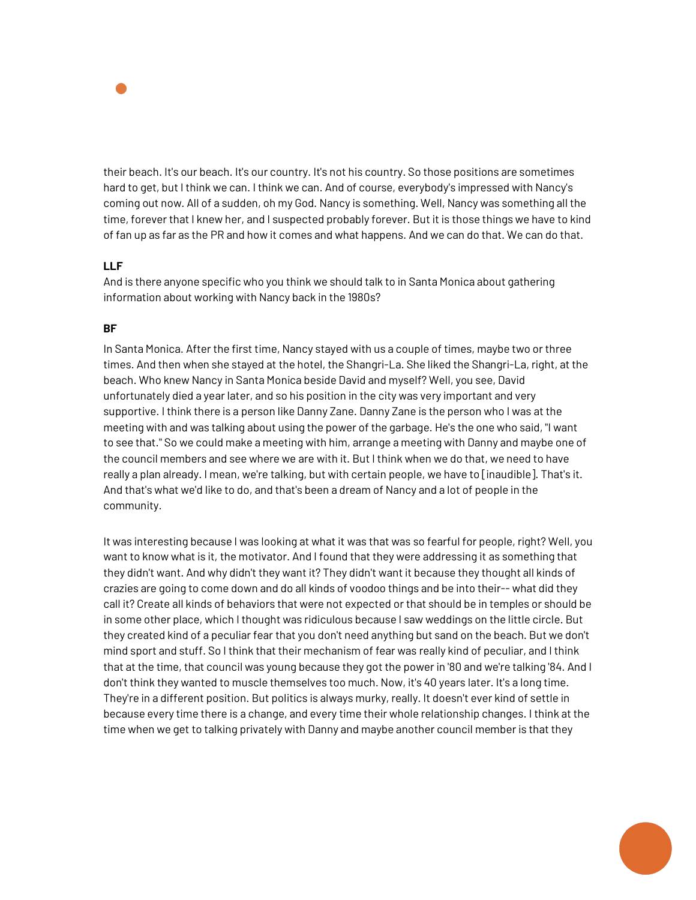their beach. It's our beach. It's our country. It's not his country. So those positions are sometimes hard to get, but I think we can. I think we can. And of course, everybody's impressed with Nancy's coming out now. All of a sudden, oh my God. Nancy is something. Well, Nancy was something all the time, forever that I knew her, and I suspected probably forever. But it is those things we have to kind of fan up as far as the PR and how it comes and what happens. And we can do that. We can do that.

**LLF**

And is there anyone specific who you think we should talk to in Santa Monica about gathering information about working with Nancy back in the 1980s?

**BF**

In Santa Monica. After the first time, Nancy stayed with us a couple of times, maybe two or three times. And then when she stayed at the hotel, the Shangri-La. She liked the Shangri-La, right, at the beach. Who knew Nancy in Santa Monica beside David and myself? Well, you see, David unfortunately died a year later, and so his position in the city was very important and very supportive. I think there is a person like Danny Zane. Danny Zane is the person who I was at the meeting with and was talking about using the power of the garbage. He's the one who said, "I want to see that." So we could make a meeting with him, arrange a meeting with Danny and maybe one of the council members and see where we are with it. But I think when we do that, we need to have really a plan already. I mean, we're talking, but with certain people, we have to [inaudible]. That's it. And that's what we'd like to do, and that's been a dream of Nancy and a lot of people in the community.

It was interesting because I was looking at what it was that was so fearful for people, right? Well, you want to know what is it, the motivator. And I found that they were addressing it as something that they didn't want. And why didn't they want it? They didn't want it because they thought all kinds of crazies are going to come down and do all kinds of voodoo things and be into their-- what did they call it? Create all kinds of behaviors that were not expected or that should be in temples or should be in some other place, which I thought was ridiculous because I saw weddings on the little circle. But they created kind of a peculiar fear that you don't need anything but sand on the beach. But we don't mind sport and stuff. So I think that their mechanism of fear was really kind of peculiar, and I think that at the time, that council was young because they got the power in '80 and we're talking '84. And I don't think they wanted to muscle themselves too much. Now, it's 40 years later. It's a long time. They're in a different position. But politics is always murky, really. It doesn't ever kind of settle in because every time there is a change, and every time their whole relationship changes. I think at the time when we get to talking privately with Danny and maybe another council member is that they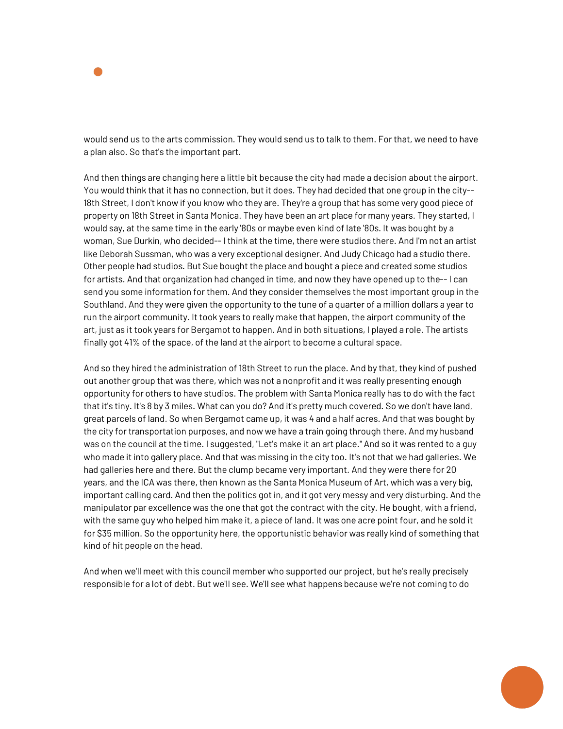would send us to the arts commission. They would send us to talk to them. For that, we need to have a plan also. So that's the important part.

And then things are changing here a little bit because the city had made a decision about the airport. You would think that it has no connection, but it does. They had decided that one group in the city-- 18th Street, I don't know if you know who they are. They're a group that has some very good piece of property on 18th Street in Santa Monica. They have been an art place for many years. They started, I would say, at the same time in the early '80s or maybe even kind of late '80s. It was bought by a woman, Sue Durkin, who decided-- I think at the time, there were studios there. And I'm not an artist like Deborah Sussman, who was a very exceptional designer. And Judy Chicago had a studio there. Other people had studios. But Sue bought the place and bought a piece and created some studios for artists. And that organization had changed in time, and now they have opened up to the-- I can send you some information for them. And they consider themselves the most important group in the Southland. And they were given the opportunity to the tune of a quarter of a million dollars a year to run the airport community. It took years to really make that happen, the airport community of the art, just as it took years for Bergamot to happen. And in both situations, I played a role. The artists finally got 41% of the space, of the land at the airport to become a cultural space.

And so they hired the administration of 18th Street to run the place. And by that, they kind of pushed out another group that was there, which was not a nonprofit and it was really presenting enough opportunity for others to have studios. The problem with Santa Monica really has to do with the fact that it's tiny. It's 8 by 3 miles. What can you do? And it's pretty much covered. So we don't have land, great parcels of land. So when Bergamot came up, it was 4 and a half acres. And that was bought by the city for transportation purposes, and now we have a train going through there. And my husband was on the council at the time. I suggested, "Let's make it an art place." And so it was rented to a guy who made it into gallery place. And that was missing in the city too. It's not that we had galleries. We had galleries here and there. But the clump became very important. And they were there for 20 years, and the ICA was there, then known as the Santa Monica Museum of Art, which was a very big, important calling card. And then the politics got in, and it got very messy and very disturbing. And the manipulator par excellence was the one that got the contract with the city. He bought, with a friend, with the same guy who helped him make it, a piece of land. It was one acre point four, and he sold it for $35 million. So the opportunity here, the opportunistic behavior was really kind of something that kind of hit people on the head.

And when we'll meet with this council member who supported our project, but he's really precisely responsible for a lot of debt. But we'll see. We'll see what happens because we're not coming to do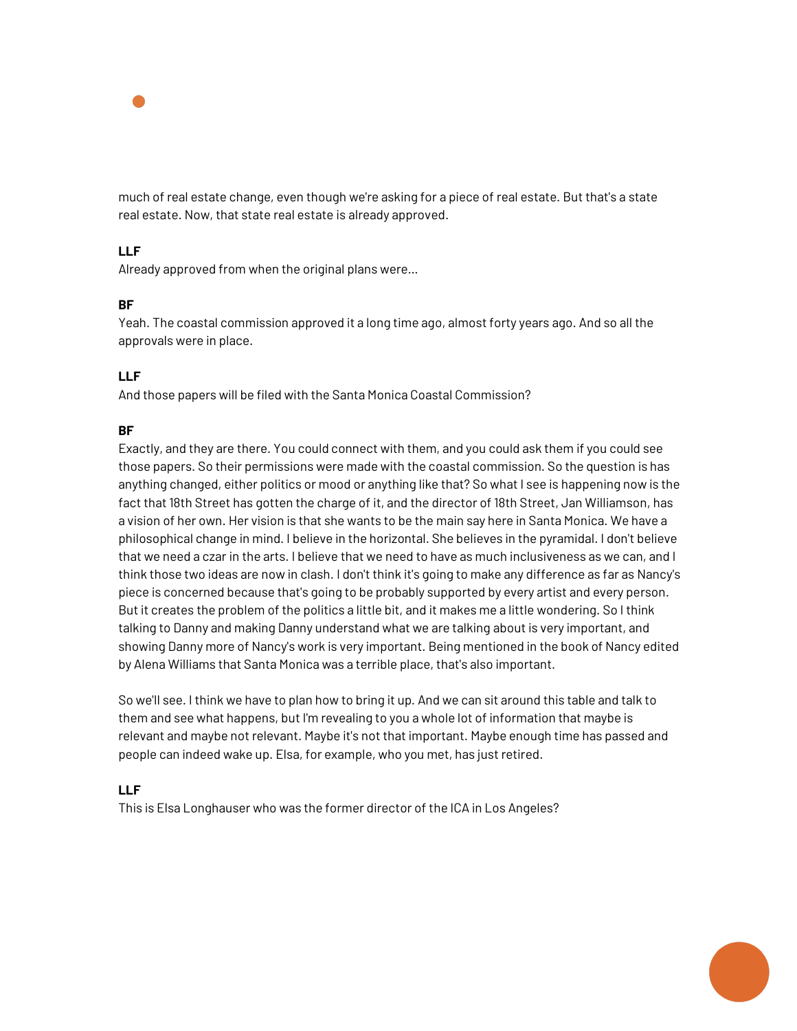much of real estate change, even though we're asking for a piece of real estate. But that's a state real estate. Now, that state real estate is already approved.

**LLF**

Already approved from when the original plans were...

**BF**

Yeah. The coastal commission approved it a long time ago, almost forty years ago. And so all the approvals were in place.

**LLF**

And those papers will be filed with the Santa Monica Coastal Commission?

**BF**

Exactly, and they are there. You could connect with them, and you could ask them if you could see those papers. So their permissions were made with the coastal commission. So the question is has anything changed, either politics or mood or anything like that? So what I see is happening now is the fact that 18th Street has gotten the charge of it, and the director of 18th Street, Jan Williamson, has a vision of her own. Her vision is that she wants to be the main say here in Santa Monica. We have a philosophical change in mind. I believe in the horizontal. She believes in the pyramidal. I don't believe that we need a czar in the arts. I believe that we need to have as much inclusiveness as we can, and I think those two ideas are now in clash. I don't think it's going to make any difference as far as Nancy's piece is concerned because that's going to be probably supported by every artist and every person. But it creates the problem of the politics a little bit, and it makes me a little wondering. So I think talking to Danny and making Danny understand what we are talking about is very important, and showing Danny more of Nancy's work is very important. Being mentioned in the book of Nancy edited by Alena Williams that Santa Monica was a terrible place, that's also important.

So we'll see. I think we have to plan how to bring it up. And we can sit around this table and talk to them and see what happens, but I'm revealing to you a whole lot of information that maybe is relevant and maybe not relevant. Maybe it's not that important. Maybe enough time has passed and people can indeed wake up. Elsa, for example, who you met, has just retired.

**LLF**

This is Elsa Longhauser who was the former director of the ICA in Los Angeles?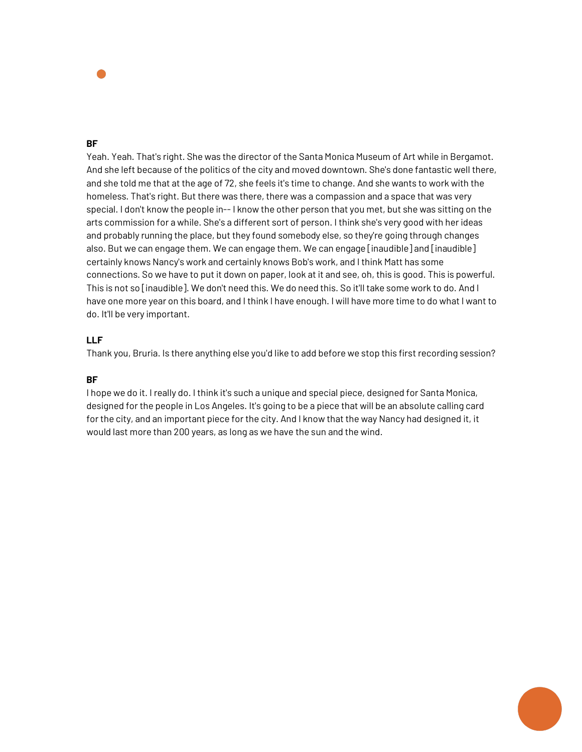**BF**

Yeah. Yeah. That's right. She was the director of the Santa Monica Museum of Art while in Bergamot. And she left because of the politics of the city and moved downtown. She's done fantastic well there, and she told me that at the age of 72, she feels it's time to change. And she wants to work with the homeless. That's right. But there was there, there was a compassion and a space that was very special. I don't know the people in-- I know the other person that you met, but she was sitting on the arts commission for a while. She's a different sort of person. I think she's very good with her ideas and probably running the place, but they found somebody else, so they're going through changes also. But we can engage them. We can engage them. We can engage [inaudible] and [inaudible] certainly knows Nancy's work and certainly knows Bob's work, and I think Matt has some connections. So we have to put it down on paper, look at it and see, oh, this is good. This is powerful. This is not so [inaudible]. We don't need this. We do need this. So it'll take some work to do. And I have one more year on this board, and I think I have enough. I will have more time to do what I want to do. It'll be very important.

**LLF**

Thank you, Bruria. Is there anything else you'd like to add before we stop this first recording session?

**BF**

I hope we do it. I really do. I think it's such a unique and special piece, designed for Santa Monica, designed for the people in Los Angeles. It's going to be a piece that will be an absolute calling card for the city, and an important piece for the city. And I know that the way Nancy had designed it, it would last more than 200 years, as long as we have the sun and the wind.